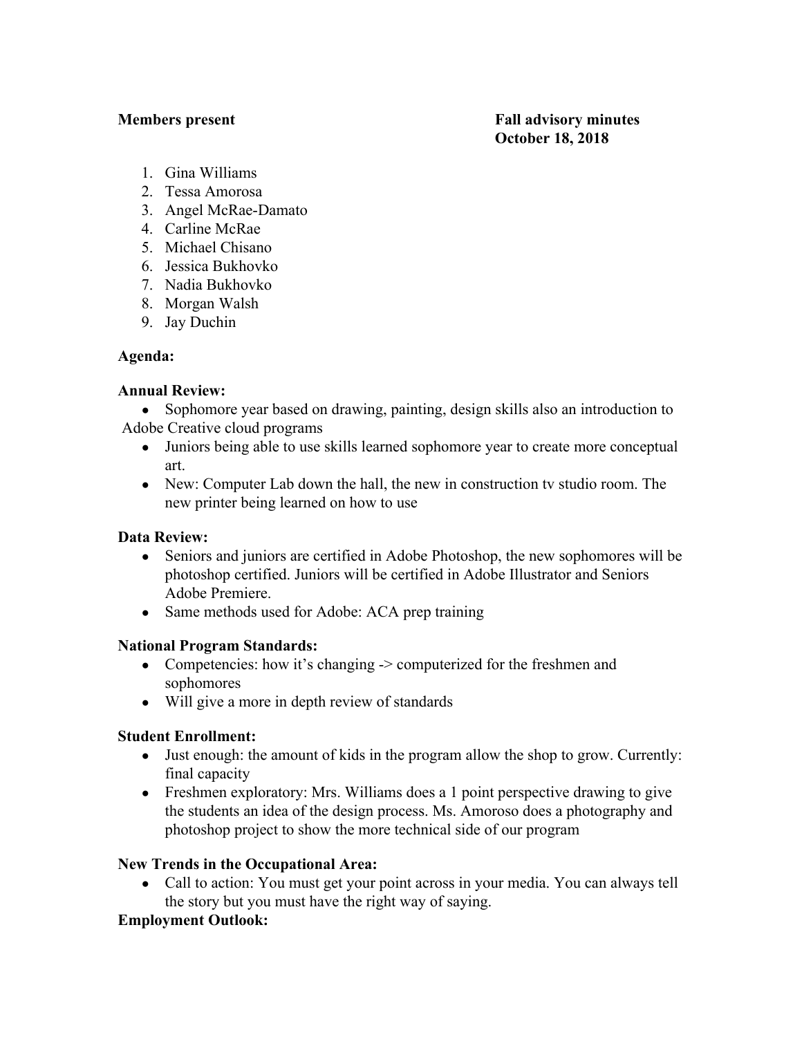**Members present**

**Fall advisory minutes**
**October 18, 2018**

1. Gina Williams
2. Tessa Amorosa
3. Angel McRae-Damato
4. Carline McRae
5. Michael Chisano
6. Jessica Bukhovko
7. Nadia Bukhovko
8. Morgan Walsh
9. Jay Duchin

**Agenda:**

**Annual Review:**

- Sophomore year based on drawing, painting, design skills also an introduction to Adobe Creative cloud programs
- Juniors being able to use skills learned sophomore year to create more conceptual art.
- New: Computer Lab down the hall, the new in construction tv studio room. The new printer being learned on how to use

**Data Review:**

- Seniors and juniors are certified in Adobe Photoshop, the new sophomores will be photoshop certified. Juniors will be certified in Adobe Illustrator and Seniors Adobe Premiere.
- Same methods used for Adobe: ACA prep training

**National Program Standards:**

- Competencies: how it's changing -> computerized for the freshmen and sophomores
- Will give a more in depth review of standards

**Student Enrollment:**

- Just enough: the amount of kids in the program allow the shop to grow. Currently: final capacity
- Freshmen exploratory: Mrs. Williams does a 1 point perspective drawing to give the students an idea of the design process. Ms. Amoroso does a photography and photoshop project to show the more technical side of our program

**New Trends in the Occupational Area:**

- Call to action: You must get your point across in your media. You can always tell the story but you must have the right way of saying.

**Employment Outlook:**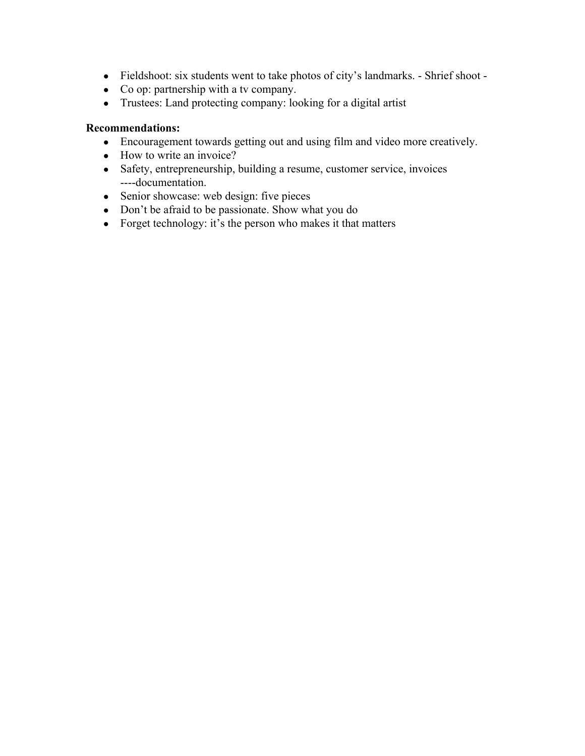- Fieldshoot: six students went to take photos of city's landmarks. - Shrief shoot -
- Co op: partnership with a tv company.
- Trustees: Land protecting company: looking for a digital artist

**Recommendations:**

- Encouragement towards getting out and using film and video more creatively.
- How to write an invoice?
- Safety, entrepreneurship, building a resume, customer service, invoices ----documentation.
- Senior showcase: web design: five pieces
- Don't be afraid to be passionate. Show what you do
- Forget technology: it's the person who makes it that matters